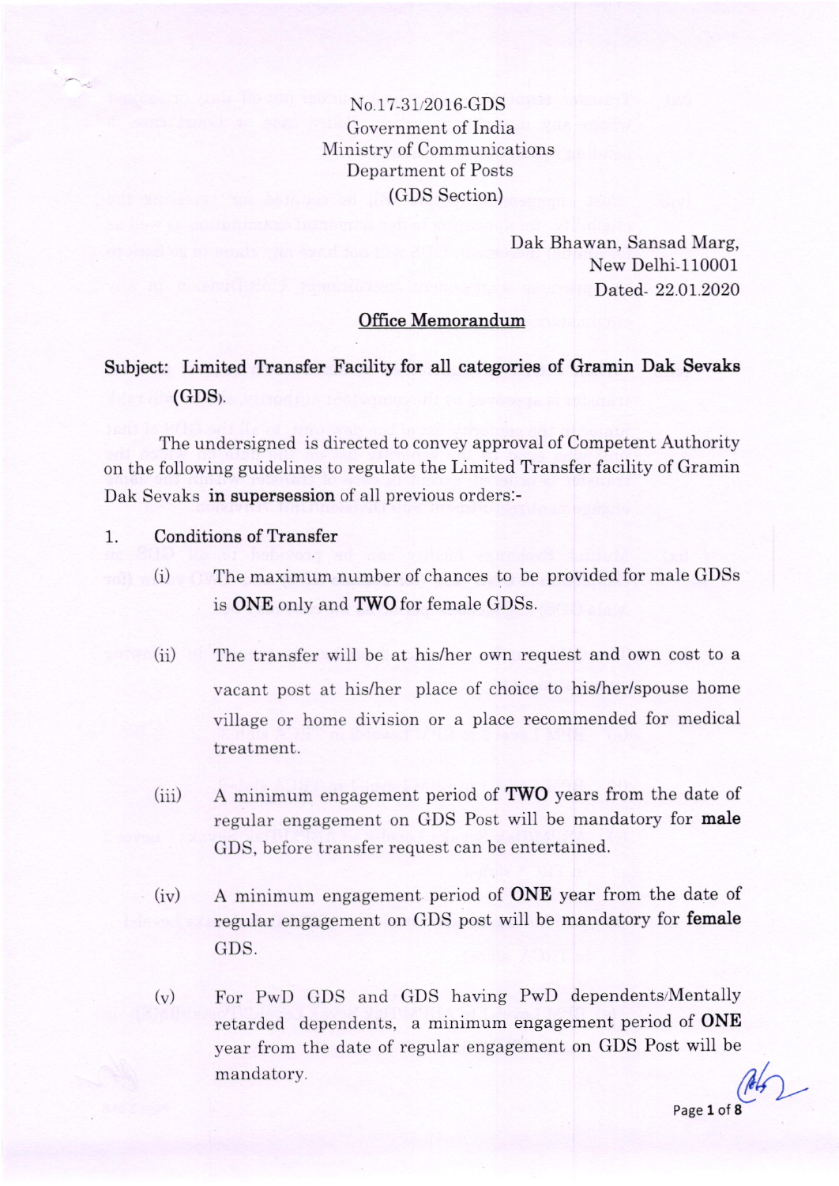No.17-31/2016-GDS
Government of India
Ministry of Communications
Department of Posts
(GDS Section)

Dak Bhawan, Sansad Marg,
New Delhi-110001
Dated- 22.01.2020

**Office Memorandum**

**Subject: Limited Transfer Facility for all categories of Gramin Dak Sevaks (GDS).**

The undersigned is directed to convey approval of Competent Authority on the following guidelines to regulate the Limited Transfer facility of Gramin Dak Sevaks **in supersession** of all previous orders:-

1. **Conditions of Transfer**

   (i) The maximum number of chances to be provided for male GDSs is **ONE** only and **TWO** for female GDSs.

   (ii) The transfer will be at his/her own request and own cost to a vacant post at his/her place of choice to his/her/spouse home village or home division or a place recommended for medical treatment.

   (iii) A minimum engagement period of **TWO** years from the date of regular engagement on GDS Post will be mandatory for **male** GDS, before transfer request can be entertained.

   (iv) A minimum engagement period of **ONE** year from the date of regular engagement on GDS post will be mandatory for **female** GDS.

   (v) For PwD GDS and GDS having PwD dependents/Mentally retarded dependents, a minimum engagement period of **ONE** year from the date of regular engagement on GDS Post will be mandatory.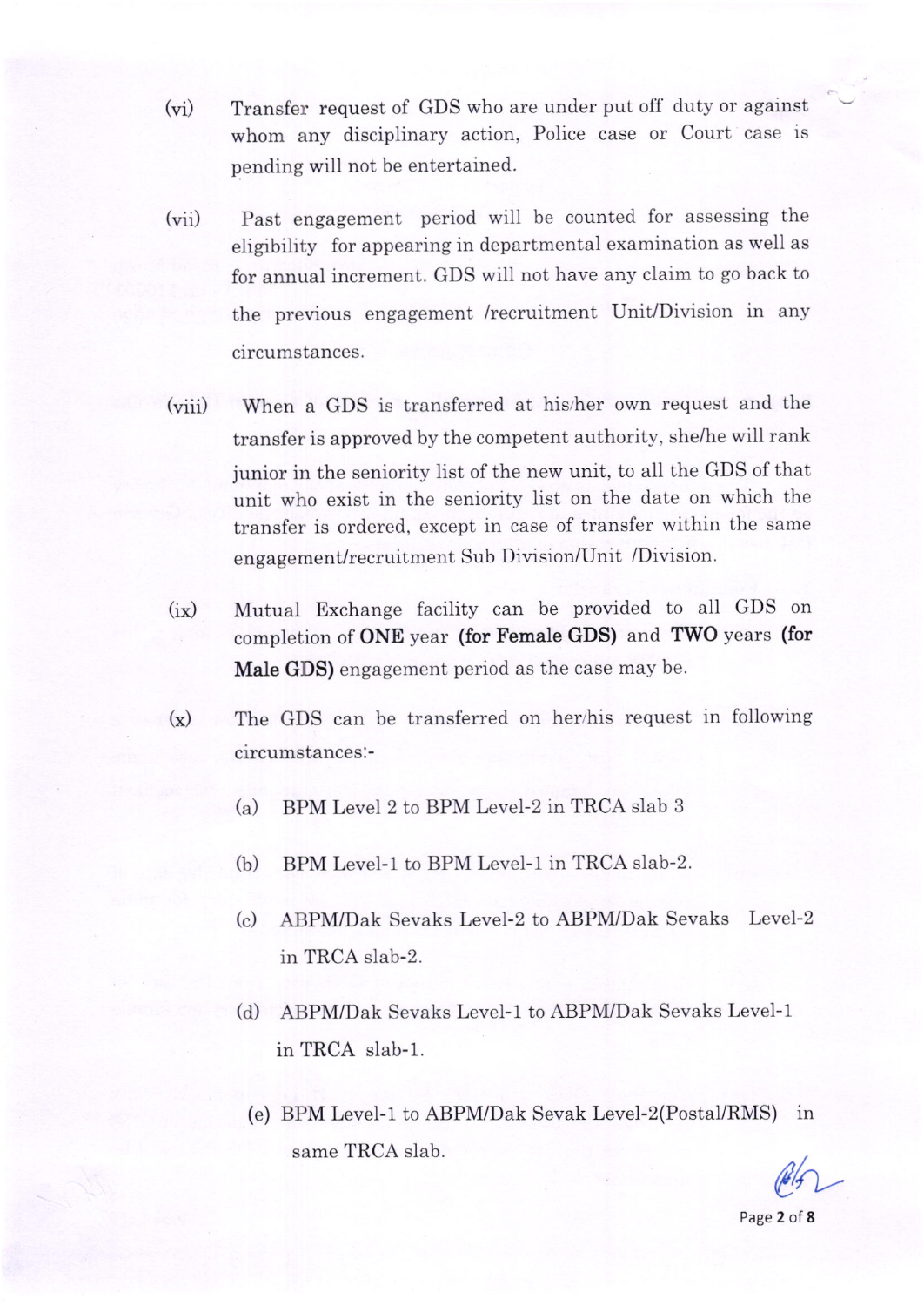(vi) Transfer request of GDS who are under put off duty or against whom any disciplinary action, Police case or Court case is pending will not be entertained.

(vii) Past engagement period will be counted for assessing the eligibility for appearing in departmental examination as well as for annual increment. GDS will not have any claim to go back to the previous engagement /recruitment Unit/Division in any circumstances.

(viii) When a GDS is transferred at his/her own request and the transfer is approved by the competent authority, she/he will rank junior in the seniority list of the new unit, to all the GDS of that unit who exist in the seniority list on the date on which the transfer is ordered, except in case of transfer within the same engagement/recruitment Sub Division/Unit /Division.

(ix) Mutual Exchange facility can be provided to all GDS on completion of **ONE** year **(for Female GDS)** and **TWO** years **(for Male GDS)** engagement period as the case may be.

(x) The GDS can be transferred on her/his request in following circumstances:-

   (a) BPM Level 2 to BPM Level-2 in TRCA slab 3

   (b) BPM Level-1 to BPM Level-1 in TRCA slab-2.

   (c) ABPM/Dak Sevaks Level-2 to ABPM/Dak Sevaks Level-2 in TRCA slab-2.

   (d) ABPM/Dak Sevaks Level-1 to ABPM/Dak Sevaks Level-1 in TRCA slab-1.

   (e) BPM Level-1 to ABPM/Dak Sevak Level-2(Postal/RMS) in same TRCA slab.